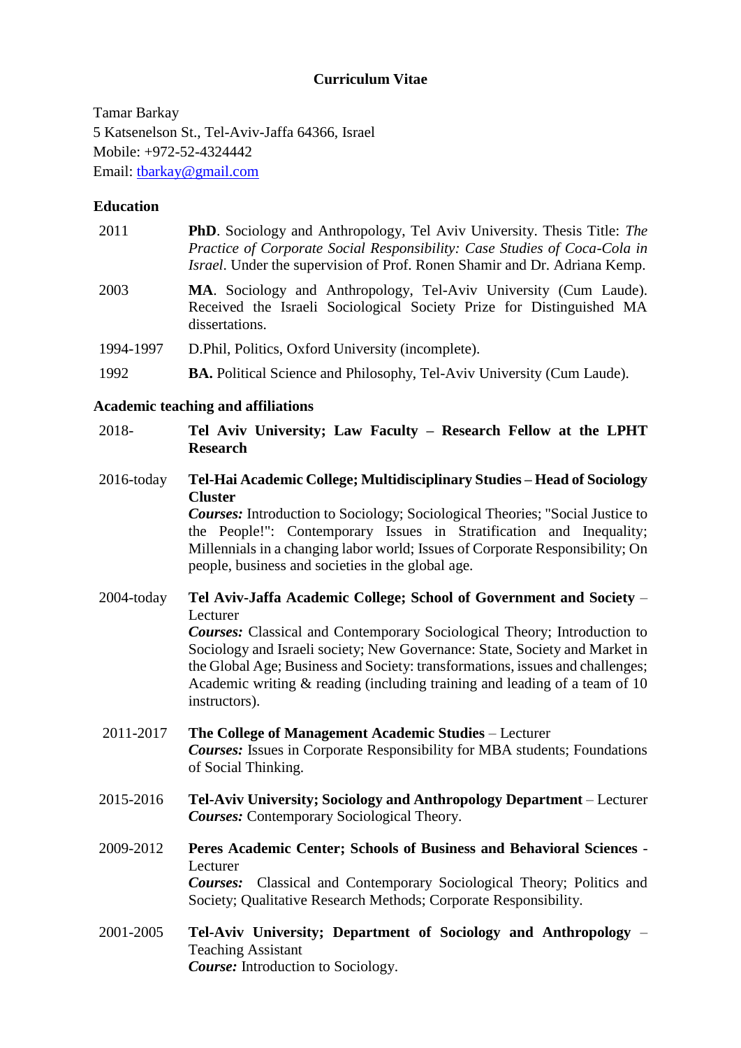# Curriculum Vitae

Tamar Barkay
5 Katsenelson St., Tel-Aviv-Jaffa 64366, Israel
Mobile: +972-52-4324442
Email: tbarkay@gmail.com

## Education

| | |
|---|---|
| 2011 | **PhD**. Sociology and Anthropology, Tel Aviv University. Thesis Title: *The Practice of Corporate Social Responsibility: Case Studies of Coca-Cola in Israel*. Under the supervision of Prof. Ronen Shamir and Dr. Adriana Kemp. |
| 2003 | **MA**. Sociology and Anthropology, Tel-Aviv University (Cum Laude). Received the Israeli Sociological Society Prize for Distinguished MA dissertations. |
| 1994-1997 | D.Phil, Politics, Oxford University (incomplete). |
| 1992 | **BA.** Political Science and Philosophy, Tel-Aviv University (Cum Laude). |

## Academic teaching and affiliations

**2018-** **Tel Aviv University; Law Faculty – Research Fellow at the LPHT Research**

**2016-today** **Tel-Hai Academic College; Multidisciplinary Studies – Head of Sociology Cluster**
***Courses:*** Introduction to Sociology; Sociological Theories; "Social Justice to the People!": Contemporary Issues in Stratification and Inequality; Millennials in a changing labor world; Issues of Corporate Responsibility; On people, business and societies in the global age.

**2004-today** **Tel Aviv-Jaffa Academic College; School of Government and Society** – Lecturer
***Courses:*** Classical and Contemporary Sociological Theory; Introduction to Sociology and Israeli society; New Governance: State, Society and Market in the Global Age; Business and Society: transformations, issues and challenges; Academic writing & reading (including training and leading of a team of 10 instructors).

**2011-2017** **The College of Management Academic Studies** – Lecturer
***Courses:*** Issues in Corporate Responsibility for MBA students; Foundations of Social Thinking.

**2015-2016** **Tel-Aviv University; Sociology and Anthropology Department** – Lecturer
***Courses:*** Contemporary Sociological Theory.

**2009-2012** **Peres Academic Center; Schools of Business and Behavioral Sciences** - Lecturer
***Courses:*** Classical and Contemporary Sociological Theory; Politics and Society; Qualitative Research Methods; Corporate Responsibility.

**2001-2005** **Tel-Aviv University; Department of Sociology and Anthropology** – Teaching Assistant
***Course:*** Introduction to Sociology.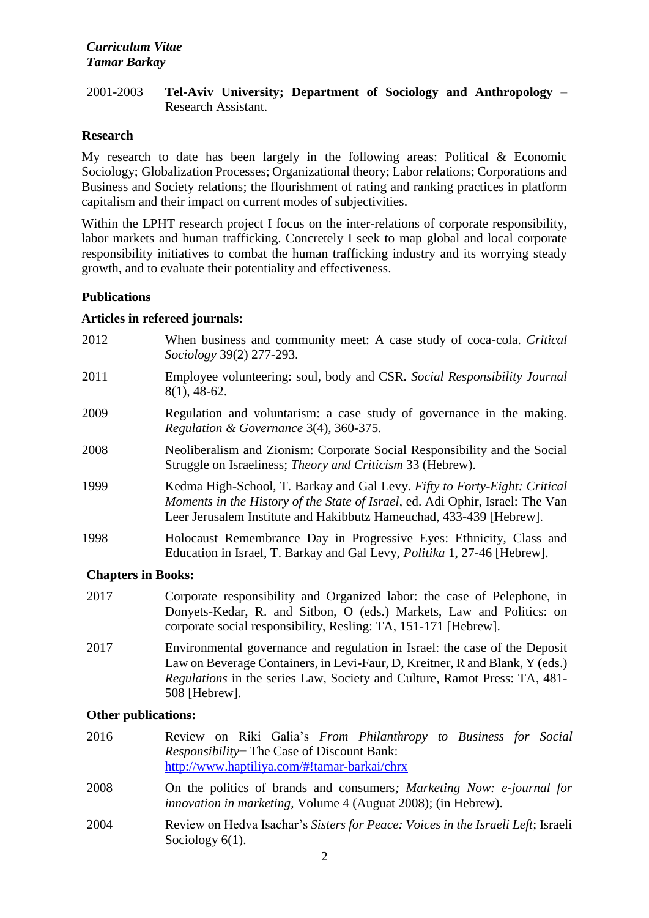*Curriculum Vitae*
*Tamar Barkay*

2001-2003 **Tel-Aviv University; Department of Sociology and Anthropology** – Research Assistant.

**Research**

My research to date has been largely in the following areas: Political & Economic Sociology; Globalization Processes; Organizational theory; Labor relations; Corporations and Business and Society relations; the flourishment of rating and ranking practices in platform capitalism and their impact on current modes of subjectivities.

Within the LPHT research project I focus on the inter-relations of corporate responsibility, labor markets and human trafficking. Concretely I seek to map global and local corporate responsibility initiatives to combat the human trafficking industry and its worrying steady growth, and to evaluate their potentiality and effectiveness.

**Publications**

**Articles in refereed journals:**

2012 When business and community meet: A case study of coca-cola. *Critical Sociology* 39(2) 277-293.

2011 Employee volunteering: soul, body and CSR. *Social Responsibility Journal* 8(1), 48-62.

2009 Regulation and voluntarism: a case study of governance in the making. *Regulation & Governance* 3(4), 360-375.

2008 Neoliberalism and Zionism: Corporate Social Responsibility and the Social Struggle on Israeliness; *Theory and Criticism* 33 (Hebrew).

1999 Kedma High-School, T. Barkay and Gal Levy. *Fifty to Forty-Eight: Critical Moments in the History of the State of Israel*, ed. Adi Ophir, Israel: The Van Leer Jerusalem Institute and Hakibbutz Hameuchad, 433-439 [Hebrew].

1998 Holocaust Remembrance Day in Progressive Eyes: Ethnicity, Class and Education in Israel, T. Barkay and Gal Levy, *Politika* 1, 27-46 [Hebrew].

**Chapters in Books:**

2017 Corporate responsibility and Organized labor: the case of Pelephone, in Donyets-Kedar, R. and Sitbon, O (eds.) Markets, Law and Politics: on corporate social responsibility, Resling: TA, 151-171 [Hebrew].

2017 Environmental governance and regulation in Israel: the case of the Deposit Law on Beverage Containers, in Levi-Faur, D, Kreitner, R and Blank, Y (eds.) *Regulations* in the series Law, Society and Culture, Ramot Press: TA, 481-508 [Hebrew].

**Other publications:**

2016 Review on Riki Galia's *From Philanthropy to Business for Social Responsibility*− The Case of Discount Bank: http://www.haptiliya.com/#!tamar-barkai/chrx

2008 On the politics of brands and consumers*; Marketing Now: e-journal for innovation in marketing,* Volume 4 (Auguat 2008); (in Hebrew).

2004 Review on Hedva Isachar's *Sisters for Peace: Voices in the Israeli Left*; Israeli Sociology 6(1).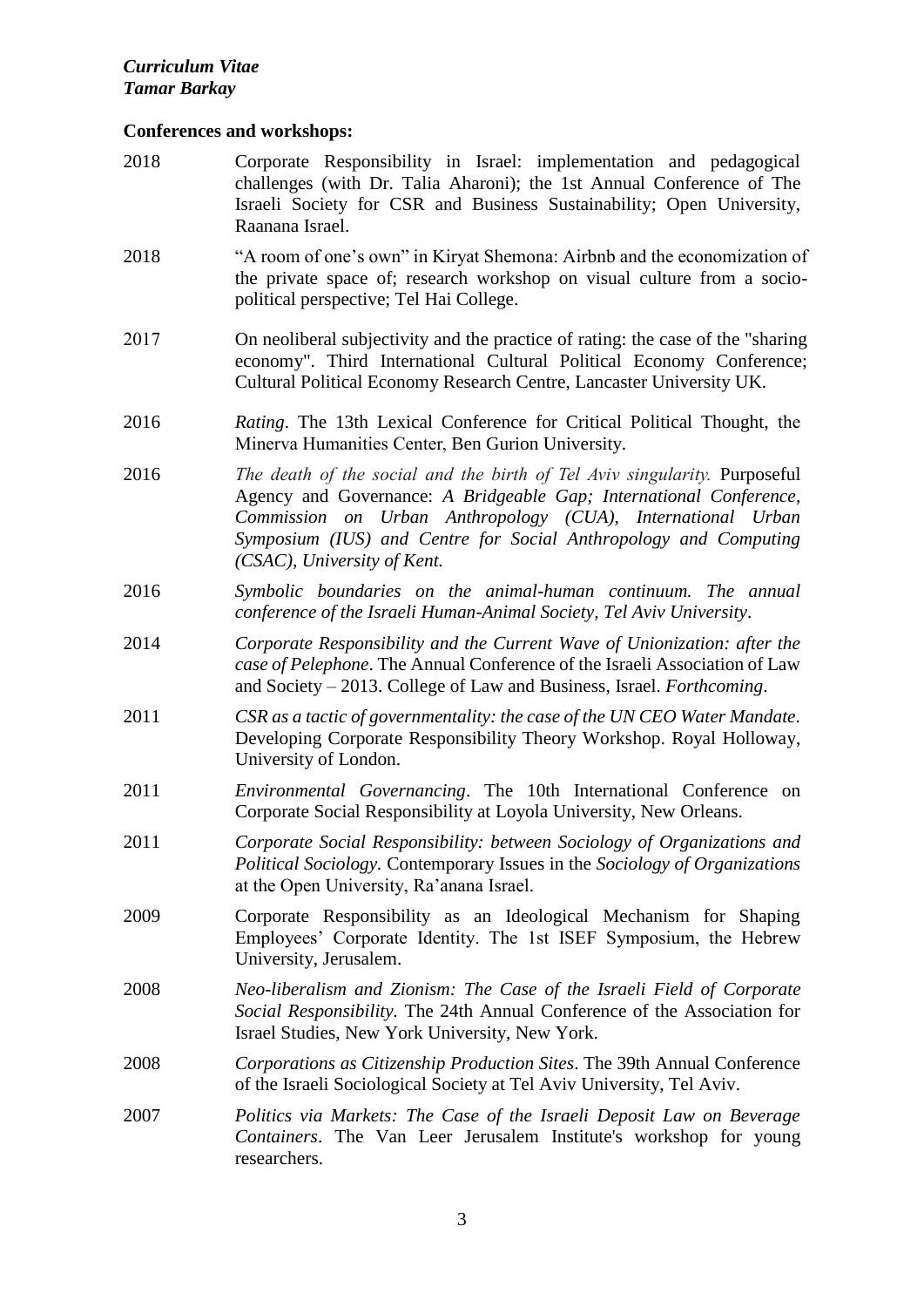**Conferences and workshops:**

2018 Corporate Responsibility in Israel: implementation and pedagogical challenges (with Dr. Talia Aharoni); the 1st Annual Conference of The Israeli Society for CSR and Business Sustainability; Open University, Raanana Israel.

2018 "A room of one's own" in Kiryat Shemona: Airbnb and the economization of the private space of; research workshop on visual culture from a socio-political perspective; Tel Hai College.

2017 On neoliberal subjectivity and the practice of rating: the case of the "sharing economy". Third International Cultural Political Economy Conference; Cultural Political Economy Research Centre, Lancaster University UK.

2016 *Rating*. The 13th Lexical Conference for Critical Political Thought, the Minerva Humanities Center, Ben Gurion University.

2016 *The death of the social and the birth of Tel Aviv singularity.* Purposeful Agency and Governance: *A Bridgeable Gap; International Conference, Commission on Urban Anthropology (CUA), International Urban Symposium (IUS) and Centre for Social Anthropology and Computing (CSAC), University of Kent.*

2016 *Symbolic boundaries on the animal-human continuum. The annual conference of the Israeli Human-Animal Society, Tel Aviv University*.

2014 *Corporate Responsibility and the Current Wave of Unionization: after the case of Pelephone*. The Annual Conference of the Israeli Association of Law and Society – 2013. College of Law and Business, Israel. *Forthcoming*.

2011 *CSR as a tactic of governmentality: the case of the UN CEO Water Mandate*. Developing Corporate Responsibility Theory Workshop. Royal Holloway, University of London.

2011 *Environmental Governancing*. The 10th International Conference on Corporate Social Responsibility at Loyola University, New Orleans.

2011 *Corporate Social Responsibility: between Sociology of Organizations and Political Sociology*. Contemporary Issues in the *Sociology of Organizations* at the Open University, Ra'anana Israel.

2009 Corporate Responsibility as an Ideological Mechanism for Shaping Employees' Corporate Identity. The 1st ISEF Symposium, the Hebrew University, Jerusalem.

2008 *Neo-liberalism and Zionism: The Case of the Israeli Field of Corporate Social Responsibility*. The 24th Annual Conference of the Association for Israel Studies, New York University, New York.

2008 *Corporations as Citizenship Production Sites*. The 39th Annual Conference of the Israeli Sociological Society at Tel Aviv University, Tel Aviv.

2007 *Politics via Markets: The Case of the Israeli Deposit Law on Beverage Containers*. The Van Leer Jerusalem Institute's workshop for young researchers.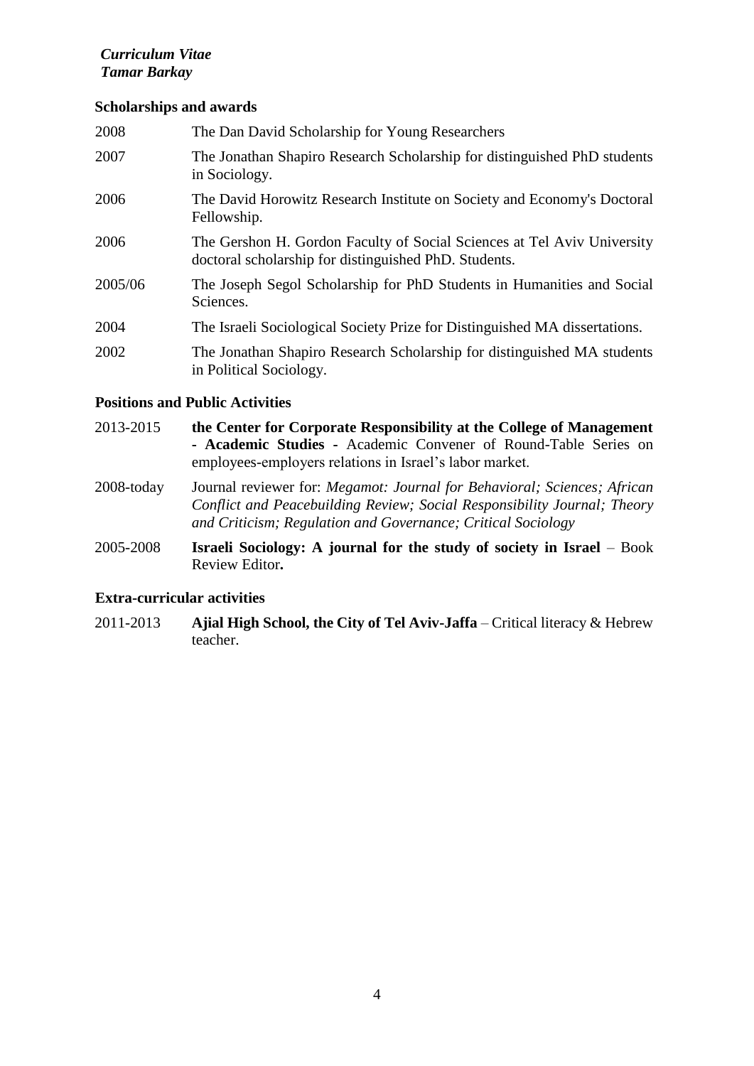*Curriculum Vitae*
*Tamar Barkay*

### Scholarships and awards

| | |
|---|---|
| 2008 | The Dan David Scholarship for Young Researchers |
| 2007 | The Jonathan Shapiro Research Scholarship for distinguished PhD students in Sociology. |
| 2006 | The David Horowitz Research Institute on Society and Economy's Doctoral Fellowship. |
| 2006 | The Gershon H. Gordon Faculty of Social Sciences at Tel Aviv University doctoral scholarship for distinguished PhD. Students. |
| 2005/06 | The Joseph Segol Scholarship for PhD Students in Humanities and Social Sciences. |
| 2004 | The Israeli Sociological Society Prize for Distinguished MA dissertations. |
| 2002 | The Jonathan Shapiro Research Scholarship for distinguished MA students in Political Sociology. |

### Positions and Public Activities

| | |
|---|---|
| 2013-2015 | **the Center for Corporate Responsibility at the College of Management - Academic Studies -** Academic Convener of Round-Table Series on employees-employers relations in Israel's labor market. |
| 2008-today | Journal reviewer for: *Megamot: Journal for Behavioral; Sciences; African Conflict and Peacebuilding Review; Social Responsibility Journal; Theory and Criticism; Regulation and Governance; Critical Sociology* |
| 2005-2008 | **Israeli Sociology: A journal for the study of society in Israel** – Book Review Editor**.** |

### Extra-curricular activities

| | |
|---|---|
| 2011-2013 | **Ajial High School, the City of Tel Aviv-Jaffa** – Critical literacy & Hebrew teacher. |